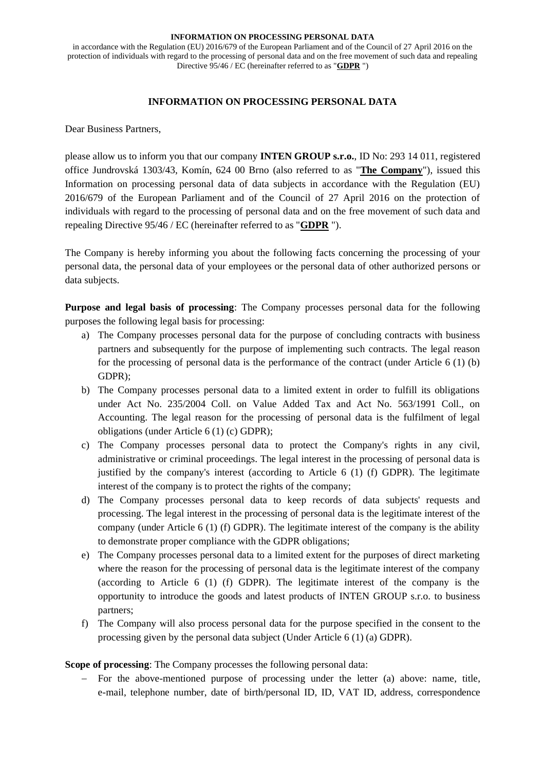**INFORMATION ON PROCESSING PERSONAL DATA**

in accordance with the Regulation (EU) 2016/679 of the European Parliament and of the Council of 27 April 2016 on the protection of individuals with regard to the processing of personal data and on the free movement of such data and repealing Directive 95/46 / EC (hereinafter referred to as "**GDPR** ")

# INFORMATION ON PROCESSING PERSONAL DATA

Dear Business Partners,

please allow us to inform you that our company **INTEN GROUP s.r.o.**, ID No: 293 14 011, registered office Jundrovská 1303/43, Komín, 624 00 Brno (also referred to as "**The Company**"), issued this Information on processing personal data of data subjects in accordance with the Regulation (EU) 2016/679 of the European Parliament and of the Council of 27 April 2016 on the protection of individuals with regard to the processing of personal data and on the free movement of such data and repealing Directive 95/46 / EC (hereinafter referred to as "**GDPR** ").

The Company is hereby informing you about the following facts concerning the processing of your personal data, the personal data of your employees or the personal data of other authorized persons or data subjects.

**Purpose and legal basis of processing**: The Company processes personal data for the following purposes the following legal basis for processing:

a) The Company processes personal data for the purpose of concluding contracts with business partners and subsequently for the purpose of implementing such contracts. The legal reason for the processing of personal data is the performance of the contract (under Article 6 (1) (b) GDPR);
b) The Company processes personal data to a limited extent in order to fulfill its obligations under Act No. 235/2004 Coll. on Value Added Tax and Act No. 563/1991 Coll., on Accounting. The legal reason for the processing of personal data is the fulfilment of legal obligations (under Article 6 (1) (c) GDPR);
c) The Company processes personal data to protect the Company's rights in any civil, administrative or criminal proceedings. The legal interest in the processing of personal data is justified by the company's interest (according to Article 6 (1) (f) GDPR). The legitimate interest of the company is to protect the rights of the company;
d) The Company processes personal data to keep records of data subjects' requests and processing. The legal interest in the processing of personal data is the legitimate interest of the company (under Article 6 (1) (f) GDPR). The legitimate interest of the company is the ability to demonstrate proper compliance with the GDPR obligations;
e) The Company processes personal data to a limited extent for the purposes of direct marketing where the reason for the processing of personal data is the legitimate interest of the company (according to Article 6 (1) (f) GDPR). The legitimate interest of the company is the opportunity to introduce the goods and latest products of INTEN GROUP s.r.o. to business partners;
f) The Company will also process personal data for the purpose specified in the consent to the processing given by the personal data subject (Under Article 6 (1) (a) GDPR).

**Scope of processing**: The Company processes the following personal data:

- For the above-mentioned purpose of processing under the letter (a) above: name, title, e-mail, telephone number, date of birth/personal ID, ID, VAT ID, address, correspondence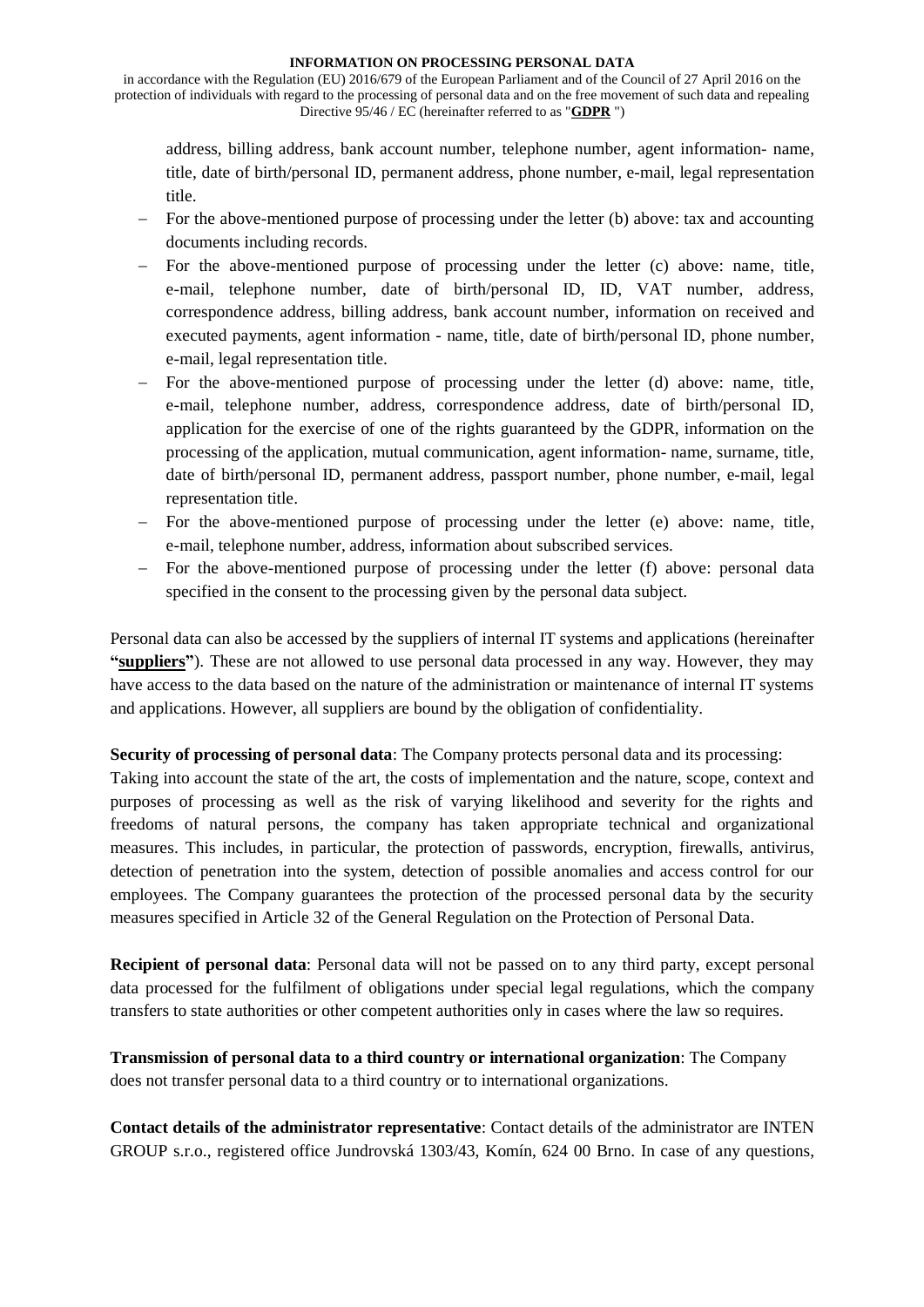address, billing address, bank account number, telephone number, agent information- name, title, date of birth/personal ID, permanent address, phone number, e-mail, legal representation title.

- For the above-mentioned purpose of processing under the letter (b) above: tax and accounting documents including records.
- For the above-mentioned purpose of processing under the letter (c) above: name, title, e-mail, telephone number, date of birth/personal ID, ID, VAT number, address, correspondence address, billing address, bank account number, information on received and executed payments, agent information - name, title, date of birth/personal ID, phone number, e-mail, legal representation title.
- For the above-mentioned purpose of processing under the letter (d) above: name, title, e-mail, telephone number, address, correspondence address, date of birth/personal ID, application for the exercise of one of the rights guaranteed by the GDPR, information on the processing of the application, mutual communication, agent information- name, surname, title, date of birth/personal ID, permanent address, passport number, phone number, e-mail, legal representation title.
- For the above-mentioned purpose of processing under the letter (e) above: name, title, e-mail, telephone number, address, information about subscribed services.
- For the above-mentioned purpose of processing under the letter (f) above: personal data specified in the consent to the processing given by the personal data subject.

Personal data can also be accessed by the suppliers of internal IT systems and applications (hereinafter **"suppliers"**). These are not allowed to use personal data processed in any way. However, they may have access to the data based on the nature of the administration or maintenance of internal IT systems and applications. However, all suppliers are bound by the obligation of confidentiality.

**Security of processing of personal data**: The Company protects personal data and its processing: Taking into account the state of the art, the costs of implementation and the nature, scope, context and purposes of processing as well as the risk of varying likelihood and severity for the rights and freedoms of natural persons, the company has taken appropriate technical and organizational measures. This includes, in particular, the protection of passwords, encryption, firewalls, antivirus, detection of penetration into the system, detection of possible anomalies and access control for our employees. The Company guarantees the protection of the processed personal data by the security measures specified in Article 32 of the General Regulation on the Protection of Personal Data.

**Recipient of personal data**: Personal data will not be passed on to any third party, except personal data processed for the fulfilment of obligations under special legal regulations, which the company transfers to state authorities or other competent authorities only in cases where the law so requires.

**Transmission of personal data to a third country or international organization**: The Company does not transfer personal data to a third country or to international organizations.

**Contact details of the administrator representative**: Contact details of the administrator are INTEN GROUP s.r.o., registered office Jundrovská 1303/43, Komín, 624 00 Brno. In case of any questions,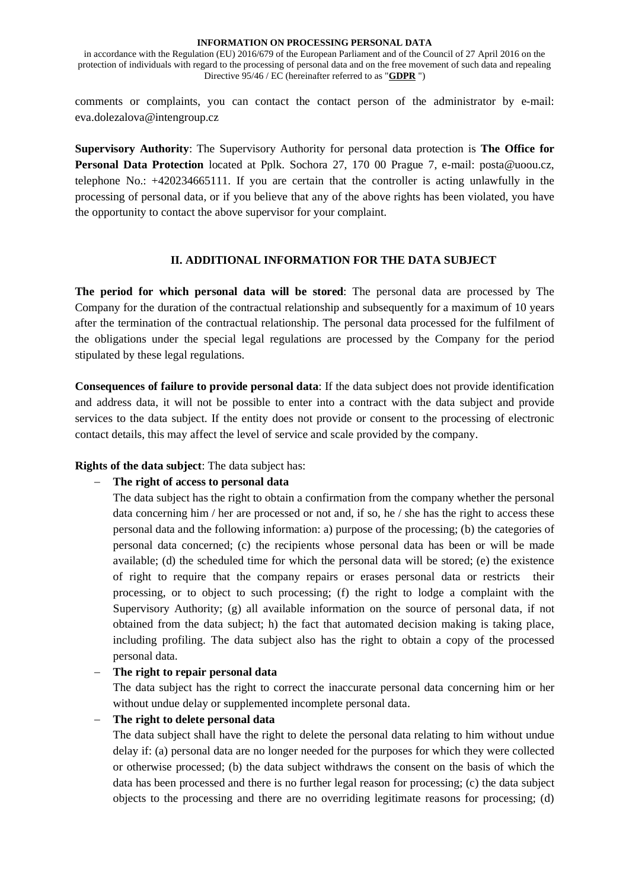comments or complaints, you can contact the contact person of the administrator by e-mail: eva.dolezalova@intengroup.cz

**Supervisory Authority**: The Supervisory Authority for personal data protection is **The Office for Personal Data Protection** located at Pplk. Sochora 27, 170 00 Prague 7, e-mail: posta@uoou.cz, telephone No.: +420234665111. If you are certain that the controller is acting unlawfully in the processing of personal data, or if you believe that any of the above rights has been violated, you have the opportunity to contact the above supervisor for your complaint.

## II. ADDITIONAL INFORMATION FOR THE DATA SUBJECT

**The period for which personal data will be stored**: The personal data are processed by The Company for the duration of the contractual relationship and subsequently for a maximum of 10 years after the termination of the contractual relationship. The personal data processed for the fulfilment of the obligations under the special legal regulations are processed by the Company for the period stipulated by these legal regulations.

**Consequences of failure to provide personal data**: If the data subject does not provide identification and address data, it will not be possible to enter into a contract with the data subject and provide services to the data subject. If the entity does not provide or consent to the processing of electronic contact details, this may affect the level of service and scale provided by the company.

**Rights of the data subject**: The data subject has:

- **The right of access to personal data**
  The data subject has the right to obtain a confirmation from the company whether the personal data concerning him / her are processed or not and, if so, he / she has the right to access these personal data and the following information: a) purpose of the processing; (b) the categories of personal data concerned; (c) the recipients whose personal data has been or will be made available; (d) the scheduled time for which the personal data will be stored; (e) the existence of right to require that the company repairs or erases personal data or restricts their processing, or to object to such processing; (f) the right to lodge a complaint with the Supervisory Authority; (g) all available information on the source of personal data, if not obtained from the data subject; h) the fact that automated decision making is taking place, including profiling. The data subject also has the right to obtain a copy of the processed personal data.
- **The right to repair personal data**
  The data subject has the right to correct the inaccurate personal data concerning him or her without undue delay or supplemented incomplete personal data.
- **The right to delete personal data**
  The data subject shall have the right to delete the personal data relating to him without undue delay if: (a) personal data are no longer needed for the purposes for which they were collected or otherwise processed; (b) the data subject withdraws the consent on the basis of which the data has been processed and there is no further legal reason for processing; (c) the data subject objects to the processing and there are no overriding legitimate reasons for processing; (d)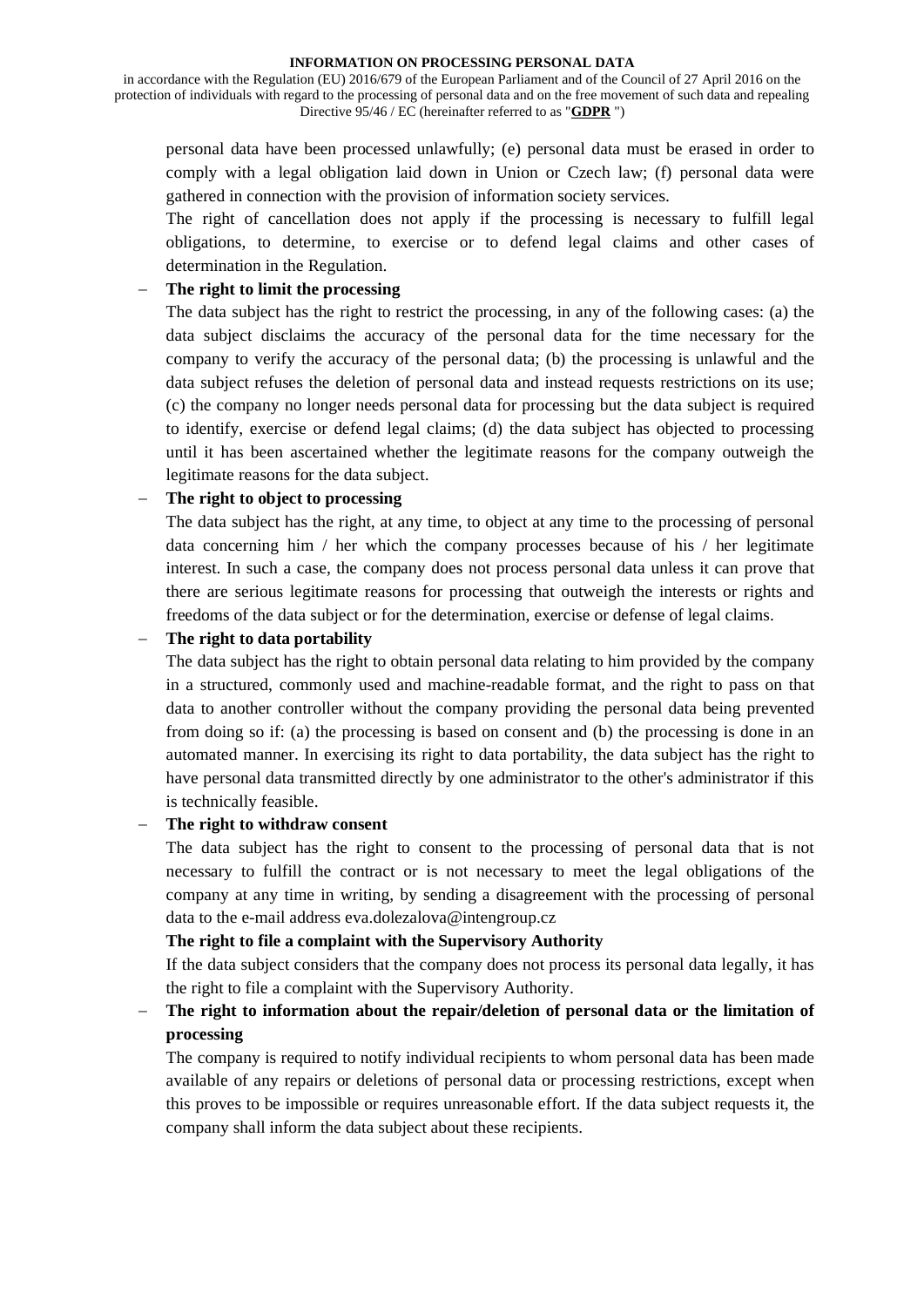personal data have been processed unlawfully; (e) personal data must be erased in order to comply with a legal obligation laid down in Union or Czech law; (f) personal data were gathered in connection with the provision of information society services.

The right of cancellation does not apply if the processing is necessary to fulfill legal obligations, to determine, to exercise or to defend legal claims and other cases of determination in the Regulation.

- **The right to limit the processing**

  The data subject has the right to restrict the processing, in any of the following cases: (a) the data subject disclaims the accuracy of the personal data for the time necessary for the company to verify the accuracy of the personal data; (b) the processing is unlawful and the data subject refuses the deletion of personal data and instead requests restrictions on its use; (c) the company no longer needs personal data for processing but the data subject is required to identify, exercise or defend legal claims; (d) the data subject has objected to processing until it has been ascertained whether the legitimate reasons for the company outweigh the legitimate reasons for the data subject.

- **The right to object to processing**

  The data subject has the right, at any time, to object at any time to the processing of personal data concerning him / her which the company processes because of his / her legitimate interest. In such a case, the company does not process personal data unless it can prove that there are serious legitimate reasons for processing that outweigh the interests or rights and freedoms of the data subject or for the determination, exercise or defense of legal claims.

- **The right to data portability**

  The data subject has the right to obtain personal data relating to him provided by the company in a structured, commonly used and machine-readable format, and the right to pass on that data to another controller without the company providing the personal data being prevented from doing so if: (a) the processing is based on consent and (b) the processing is done in an automated manner. In exercising its right to data portability, the data subject has the right to have personal data transmitted directly by one administrator to the other's administrator if this is technically feasible.

- **The right to withdraw consent**

  The data subject has the right to consent to the processing of personal data that is not necessary to fulfill the contract or is not necessary to meet the legal obligations of the company at any time in writing, by sending a disagreement with the processing of personal data to the e-mail address eva.dolezalova@intengroup.cz

  **The right to file a complaint with the Supervisory Authority**

  If the data subject considers that the company does not process its personal data legally, it has the right to file a complaint with the Supervisory Authority.

- **The right to information about the repair/deletion of personal data or the limitation of processing**

  The company is required to notify individual recipients to whom personal data has been made available of any repairs or deletions of personal data or processing restrictions, except when this proves to be impossible or requires unreasonable effort. If the data subject requests it, the company shall inform the data subject about these recipients.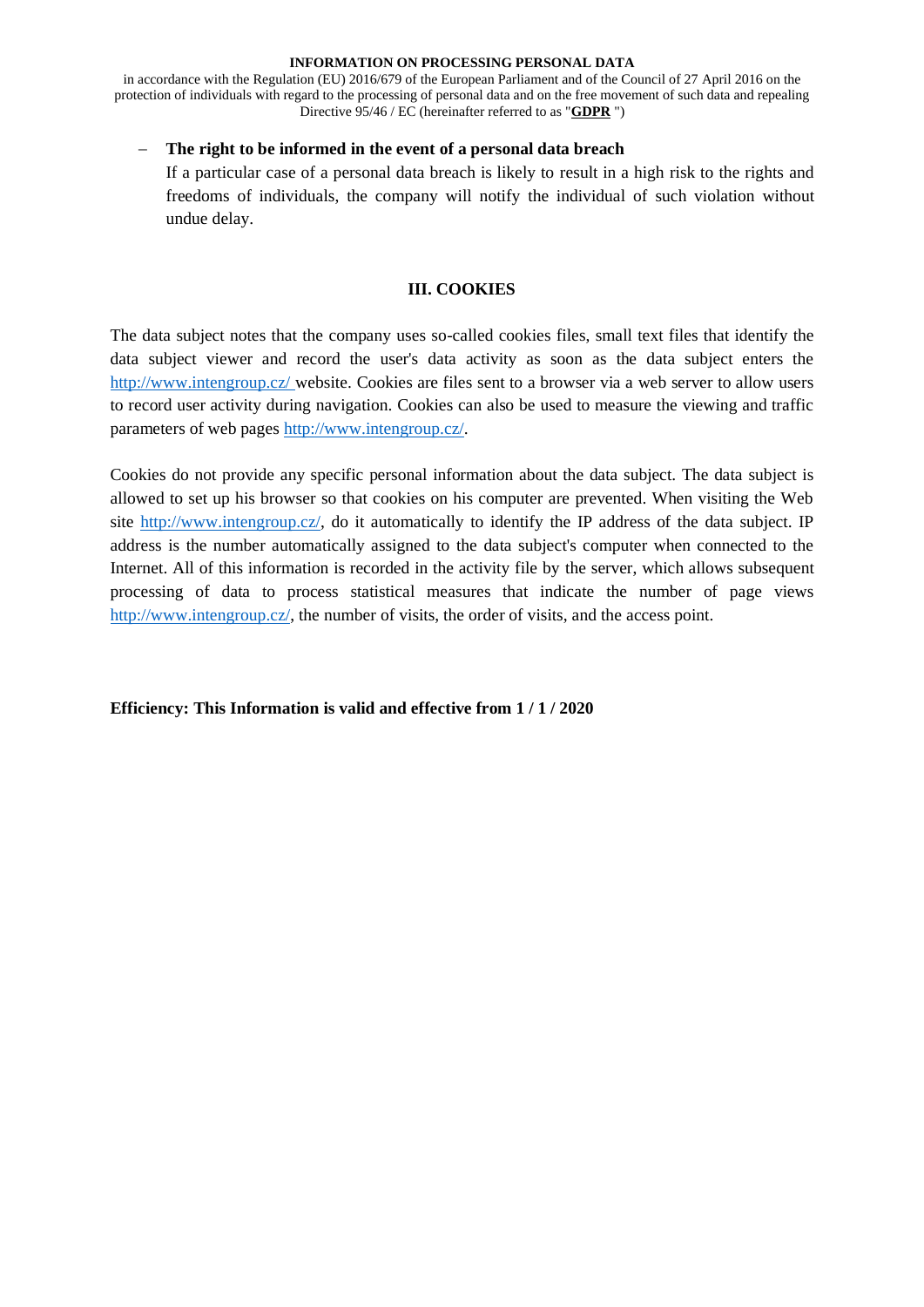- **The right to be informed in the event of a personal data breach**
  If a particular case of a personal data breach is likely to result in a high risk to the rights and freedoms of individuals, the company will notify the individual of such violation without undue delay.

## III. COOKIES

The data subject notes that the company uses so-called cookies files, small text files that identify the data subject viewer and record the user's data activity as soon as the data subject enters the http://www.intengroup.cz/ website. Cookies are files sent to a browser via a web server to allow users to record user activity during navigation. Cookies can also be used to measure the viewing and traffic parameters of web pages http://www.intengroup.cz/.

Cookies do not provide any specific personal information about the data subject. The data subject is allowed to set up his browser so that cookies on his computer are prevented. When visiting the Web site http://www.intengroup.cz/, do it automatically to identify the IP address of the data subject. IP address is the number automatically assigned to the data subject's computer when connected to the Internet. All of this information is recorded in the activity file by the server, which allows subsequent processing of data to process statistical measures that indicate the number of page views http://www.intengroup.cz/, the number of visits, the order of visits, and the access point.

**Efficiency: This Information is valid and effective from 1 / 1 / 2020**